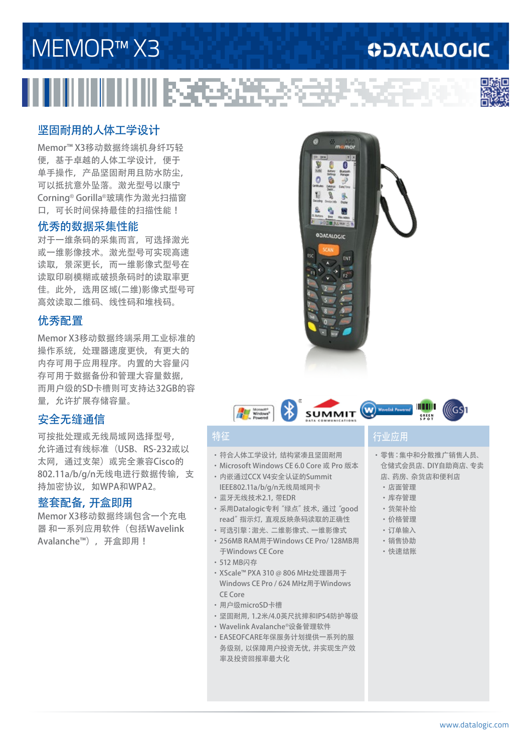# MEMOR™ X3

DATALOGIC

## 坚固耐用的人体工学设计

Memor™ X3移动数据终端机身纤巧轻便，基于卓越的人体工学设计，便于单手操作，产品坚固耐用且防水防尘，可以抵抗意外坠落。激光型号以康宁Corning® Gorilla®玻璃作为激光扫描窗口，可长时间保持最佳的扫描性能！

## 优秀的数据采集性能

对于一维条码的采集而言，可选择激光或一维影像技术。激光型号可实现高速读取，景深更长，而一维影像式型号在读取印刷模糊或破损条码时的读取率更佳。此外，选用区域(二维)影像式型号可高效读取二维码、线性码和堆栈码。

## 优秀配置

Memor X3移动数据终端采用工业标准的操作系统，处理器速度更快，有更大的内存可用于应用程序。内置的大容量闪存可用于数据备份和管理大容量数据，而用户级的SD卡槽则可支持达32GB的容量，允许扩展存储容量。

## 安全无缝通信

可按批处理或无线局域网选择型号，允许通过有线标准（USB、RS-232或以太网，通过支架）或完全兼容Cisco的802.11a/b/g/n无线电进行数据传输，支持加密协议，如WPA和WPA2。

## 整套配备，开盒即用

Memor X3移动数据终端包含一个充电器 和一系列应用软件（包括Wavelink Avalanche™），开盒即用！

## 特征

- 符合人体工学设计，结构紧凑且坚固耐用
- Microsoft Windows CE 6.0 Core 或 Pro 版本
- 内嵌通过CCX V4安全认证的Summit IEEE802.11a/b/g/n无线局域网卡
- 蓝牙无线技术2.1，带EDR
- 采用Datalogic专利"绿点"技术，通过"good read"指示灯，直观反映条码读取的正确性
- 可选引擎：激光、二维影像式、一维影像式
- 256MB RAM用于Windows CE Pro/ 128MB用于Windows CE Core
- 512 MB闪存
- XScale™ PXA 310 @ 806 MHz处理器用于Windows CE Pro / 624 MHz用于Windows CE Core
- 用户级microSD卡槽
- 坚固耐用，1.2米/4.0英尺抗摔和IP54防护等级
- Wavelink Avalanche®设备管理软件
- EASEOFCARE年保服务计划提供一系列的服务级别，以保障用户投资无忧，并实现生产效率及投资回报率最大化

## 行业应用

- 零售：集中和分散推广销售人员、仓储式会员店、DIY自助商店、专卖店、药房、杂货店和便利店
  - 店面管理
  - 库存管理
  - 货架补给
  - 价格管理
  - 订单输入
  - 销售协助
  - 快速结账

www.datalogic.com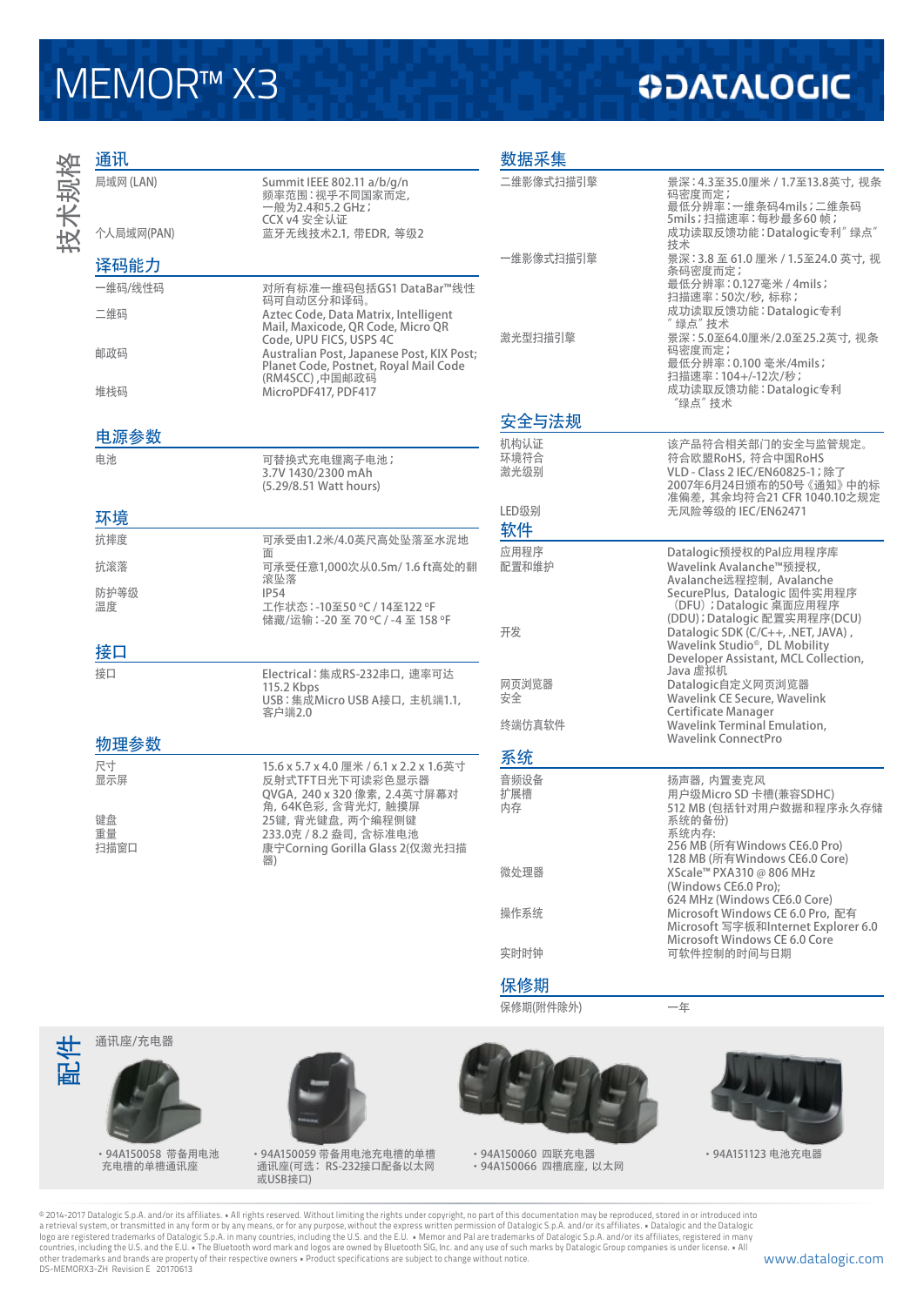# MEMOR™ X3

DATALOGIC

技术规格

## 通讯

| | |
|---|---|
| 局域网 (LAN) | Summit IEEE 802.11 a/b/g/n<br>频率范围：视乎不同国家而定，<br>一般为2.4和5.2 GHz；<br>CCX v4 安全认证 |
| 个人局域网(PAN) | 蓝牙无线技术2.1，带EDR，等级2 |

## 译码能力

| | |
|---|---|
| 一维码/线性码 | 对所有标准一维码包括GS1 DataBar™线性码可自动区分和译码。 |
| 二维码 | Aztec Code, Data Matrix, Intelligent Mail, Maxicode, QR Code, Micro QR Code, UPU FICS, USPS 4C |
| 邮政码 | Australian Post, Japanese Post, KIX Post; Planet Code, Postnet, Royal Mail Code (RM4SCC) ,中国邮政码 |
| 堆栈码 | MicroPDF417, PDF417 |

## 电源参数

| | |
|---|---|
| 电池 | 可替换式充电锂离子电池；<br>3.7V 1430/2300 mAh<br>(5.29/8.51 Watt hours) |

## 环境

| | |
|---|---|
| 抗摔度 | 可承受由1.2米/4.0英尺高处坠落至水泥地面 |
| 抗滚落 | 可承受任意1,000次从0.5m/ 1.6 ft高处的翻滚坠落 |
| 防护等级 | IP54 |
| 温度 | 工作状态：-10至50 °C / 14至122 °F<br>储藏/运输：-20 至 70 °C / -4 至 158 °F |

## 接口

| | |
|---|---|
| 接口 | Electrical：集成RS-232串口，速率可达115.2 Kbps<br>USB：集成Micro USB A接口，主机端1.1，客户端2.0 |

## 物理参数

| | |
|---|---|
| 尺寸 | 15.6 x 5.7 x 4.0 厘米 / 6.1 x 2.2 x 1.6英寸 |
| 显示屏 | 反射式TFT日光下可读彩色显示器<br>QVGA，240 x 320 像素，2.4英寸屏幕对角，64K色彩，含背光灯，触摸屏 |
| 键盘 | 25键，背光键盘，两个编程侧键 |
| 重量 | 233.0克 / 8.2 盎司，含标准电池 |
| 扫描窗口 | 康宁Corning Gorilla Glass 2(仅激光扫描器) |

## 数据采集

| | |
|---|---|
| 二维影像式扫描引擎 | 景深：4.3至35.0厘米 / 1.7至13.8英寸，视条码密度而定；<br>最低分辨率：一维条码4mils；二维条码5mils；扫描速率：每秒最多60 帧；<br>成功读取反馈功能：Datalogic专利"绿点"技术 |
| 一维影像式扫描引擎 | 景深：3.8 至 61.0 厘米 / 1.5至24.0 英寸，视条码密度而定；<br>最低分辨率：0.127毫米 / 4mils；<br>扫描速率：50次/秒，标称；<br>成功读取反馈功能：Datalogic专利"绿点"技术 |
| 激光型扫描引擎 | 景深：5.0至64.0厘米/2.0至25.2英寸，视条码密度而定；<br>最低分辨率：0.100 毫米/4mils；<br>扫描速率：104+/-12次/秒；<br>成功读取反馈功能：Datalogic专利"绿点"技术 |

## 安全与法规

| | |
|---|---|
| 机构认证 | 该产品符合相关部门的安全与监管规定。 |
| 环境符合 | 符合欧盟RoHS，符合中国RoHS |
| 激光级别 | VLD - Class 2 IEC/EN60825-1；除了2007年6月24日颁布的50号《通知》中的标准偏差，其余均符合21 CFR 1040.10之规定 |
| LED级别 | 无风险等级的 IEC/EN62471 |

## 软件

| | |
|---|---|
| 应用程序 | Datalogic预授权的Pal应用程序库 |
| 配置和维护 | Wavelink Avalanche™预授权，Avalanche远程控制，Avalanche SecurePlus，Datalogic 固件实用程序（DFU）；Datalogic 桌面应用程序（DDU)；Datalogic 配置实用程序(DCU) |
| 开发 | Datalogic SDK (C/C++, .NET, JAVA)，Wavelink Studio®，DL Mobility Developer Assistant, MCL Collection, Java 虚拟机 |
| 网页浏览器 | Datalogic自定义网页浏览器 |
| 安全 | Wavelink CE Secure, Wavelink Certificate Manager |
| 终端仿真软件 | Wavelink Terminal Emulation, Wavelink ConnectPro |

## 系统

| | |
|---|---|
| 音频设备 | 扬声器，内置麦克风 |
| 扩展槽 | 用户级Micro SD 卡槽(兼容SDHC) |
| 内存 | 512 MB (包括针对用户数据和程序永久存储系统的备份)<br>系统内存:<br>256 MB (所有Windows CE6.0 Pro)<br>128 MB (所有Windows CE6.0 Core) |
| 微处理器 | XScale™ PXA310 @ 806 MHz (Windows CE6.0 Pro);<br>624 MHz (Windows CE6.0 Core) |
| 操作系统 | Microsoft Windows CE 6.0 Pro，配有Microsoft 写字板和Internet Explorer 6.0<br>Microsoft Windows CE 6.0 Core |
| 实时时钟 | 可软件控制的时间与日期 |

## 保修期

| | |
|---|---|
| 保修期(附件除外) | 一年 |

## 配件

通讯座/充电器

- 94A150058 带备用电池充电槽的单槽通讯座
- 94A150059 带备用电池充电槽的单槽通讯座(可选：RS-232接口配备以太网或USB接口)
- 94A150060 四联充电器
- 94A150066 四槽底座，以太网
- 94A151123 电池充电器

© 2014-2017 Datalogic S.p.A. and/or its affiliates. • All rights reserved. Without limiting the rights under copyright, no part of this documentation may be reproduced, stored in or introduced into a retrieval system, or transmitted in any form or by any means, or for any purpose, without the express written permission of Datalogic S.p.A. and/or its affiliates. • Datalogic and the Datalogic logo are registered trademarks of Datalogic S.p.A. in many countries, including the U.S. and the E.U. • Memor and Pal are trademarks of Datalogic S.p.A. and/or its affiliates, registered in many countries, including the U.S. and the E.U. • The Bluetooth word mark and logos are owned by Bluetooth SIG, Inc. and any use of such marks by Datalogic Group companies is under license. • All other trademarks and brands are property of their respective owners • Product specifications are subject to change without notice.
DS-MEMORX3-ZH Revision E 20170613

www.datalogic.com